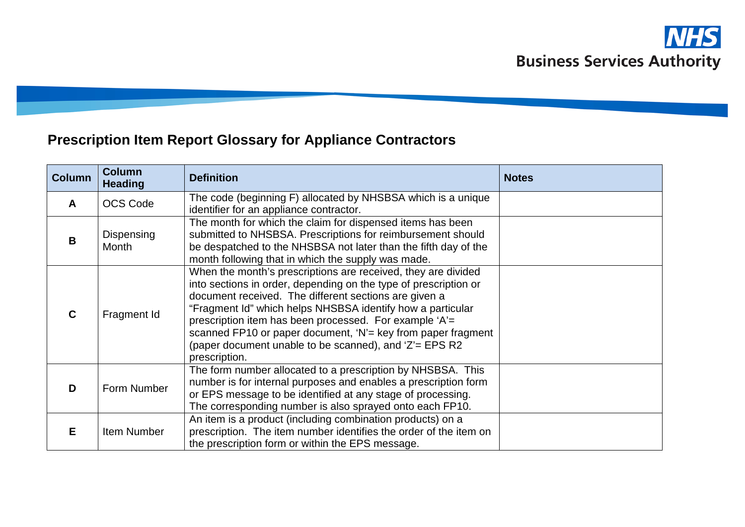NHS Business Services Authority

## Prescription Item Report Glossary for Appliance Contractors

| Column | Column Heading | Definition | Notes |
|---|---|---|---|
| **A** | OCS Code | The code (beginning F) allocated by NHSBSA which is a unique identifier for an appliance contractor. | |
| **B** | Dispensing Month | The month for which the claim for dispensed items has been submitted to NHSBSA. Prescriptions for reimbursement should be despatched to the NHSBSA not later than the fifth day of the month following that in which the supply was made. | |
| **C** | Fragment Id | When the month's prescriptions are received, they are divided into sections in order, depending on the type of prescription or document received. The different sections are given a "Fragment Id" which helps NHSBSA identify how a particular prescription item has been processed. For example 'A'= scanned FP10 or paper document, 'N'= key from paper fragment (paper document unable to be scanned), and 'Z'= EPS R2 prescription. | |
| **D** | Form Number | The form number allocated to a prescription by NHSBSA. This number is for internal purposes and enables a prescription form or EPS message to be identified at any stage of processing. The corresponding number is also sprayed onto each FP10. | |
| **E** | Item Number | An item is a product (including combination products) on a prescription. The item number identifies the order of the item on the prescription form or within the EPS message. | |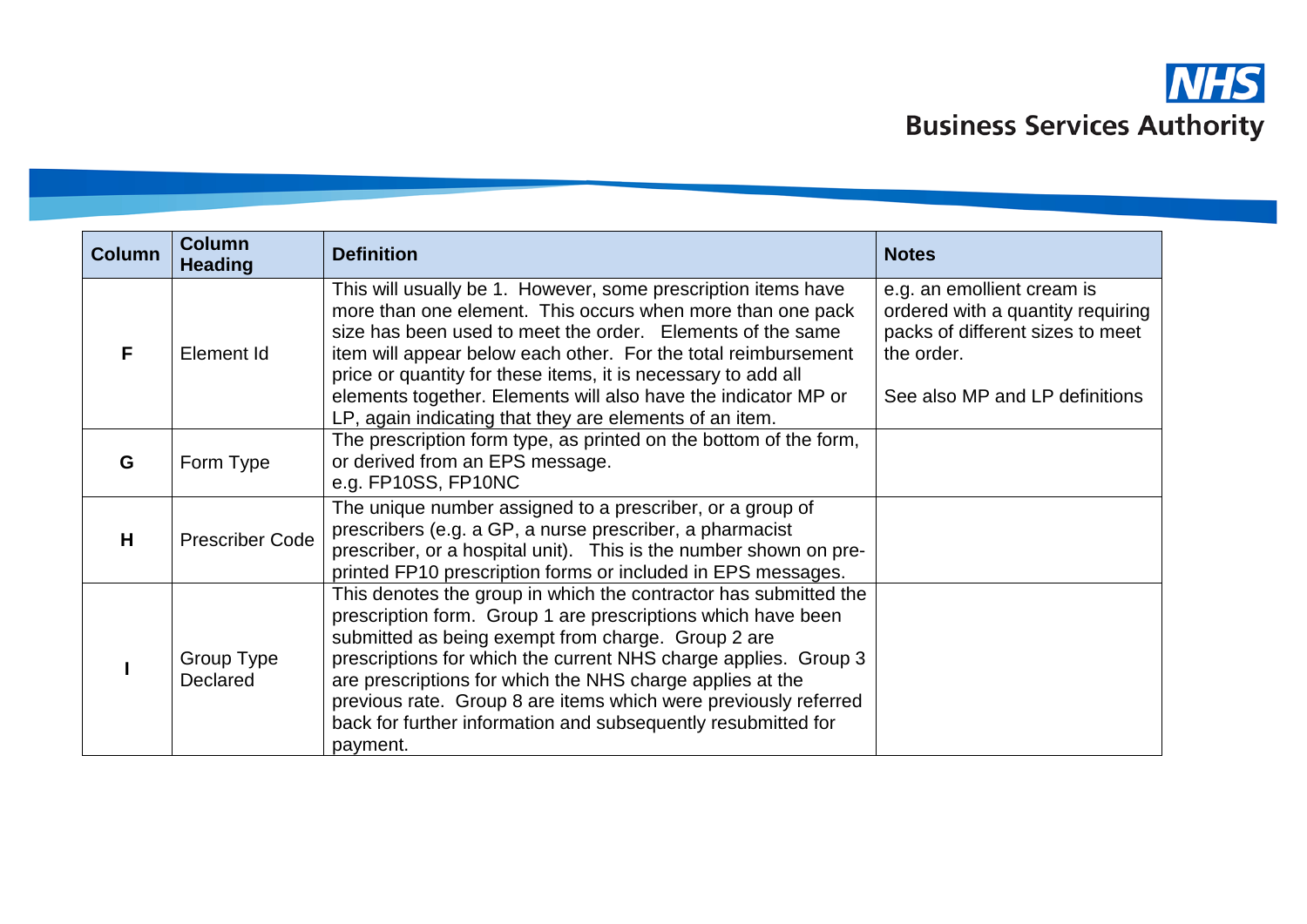| Column | Column Heading | Definition | Notes |
|---|---|---|---|
| F | Element Id | This will usually be 1. However, some prescription items have more than one element. This occurs when more than one pack size has been used to meet the order. Elements of the same item will appear below each other. For the total reimbursement price or quantity for these items, it is necessary to add all elements together. Elements will also have the indicator MP or LP, again indicating that they are elements of an item. | e.g. an emollient cream is ordered with a quantity requiring packs of different sizes to meet the order.<br><br>See also MP and LP definitions |
| G | Form Type | The prescription form type, as printed on the bottom of the form, or derived from an EPS message.<br>e.g. FP10SS, FP10NC | |
| H | Prescriber Code | The unique number assigned to a prescriber, or a group of prescribers (e.g. a GP, a nurse prescriber, a pharmacist prescriber, or a hospital unit). This is the number shown on pre-printed FP10 prescription forms or included in EPS messages. | |
| I | Group Type Declared | This denotes the group in which the contractor has submitted the prescription form. Group 1 are prescriptions which have been submitted as being exempt from charge. Group 2 are prescriptions for which the current NHS charge applies. Group 3 are prescriptions for which the NHS charge applies at the previous rate. Group 8 are items which were previously referred back for further information and subsequently resubmitted for payment. | |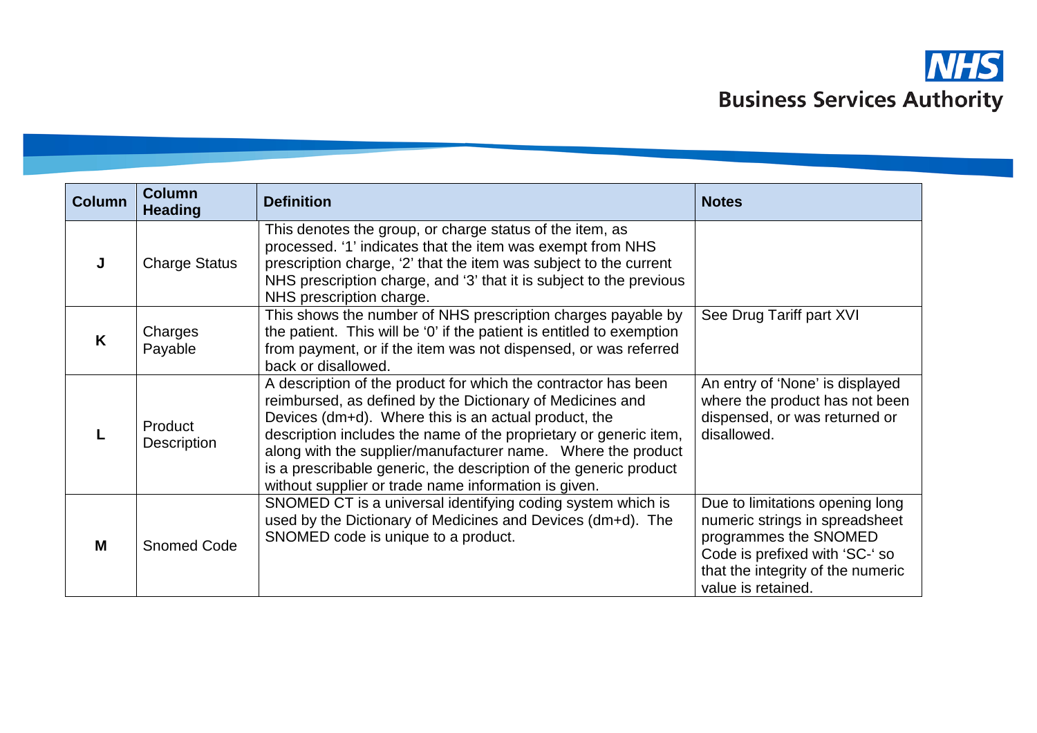| Column | Column Heading | Definition | Notes |
|---|---|---|---|
| J | Charge Status | This denotes the group, or charge status of the item, as processed. '1' indicates that the item was exempt from NHS prescription charge, '2' that the item was subject to the current NHS prescription charge, and '3' that it is subject to the previous NHS prescription charge. | |
| K | Charges Payable | This shows the number of NHS prescription charges payable by the patient. This will be '0' if the patient is entitled to exemption from payment, or if the item was not dispensed, or was referred back or disallowed. | See Drug Tariff part XVI |
| L | Product Description | A description of the product for which the contractor has been reimbursed, as defined by the Dictionary of Medicines and Devices (dm+d). Where this is an actual product, the description includes the name of the proprietary or generic item, along with the supplier/manufacturer name. Where the product is a prescribable generic, the description of the generic product without supplier or trade name information is given. | An entry of 'None' is displayed where the product has not been dispensed, or was returned or disallowed. |
| M | Snomed Code | SNOMED CT is a universal identifying coding system which is used by the Dictionary of Medicines and Devices (dm+d). The SNOMED code is unique to a product. | Due to limitations opening long numeric strings in spreadsheet programmes the SNOMED Code is prefixed with 'SC-' so that the integrity of the numeric value is retained. |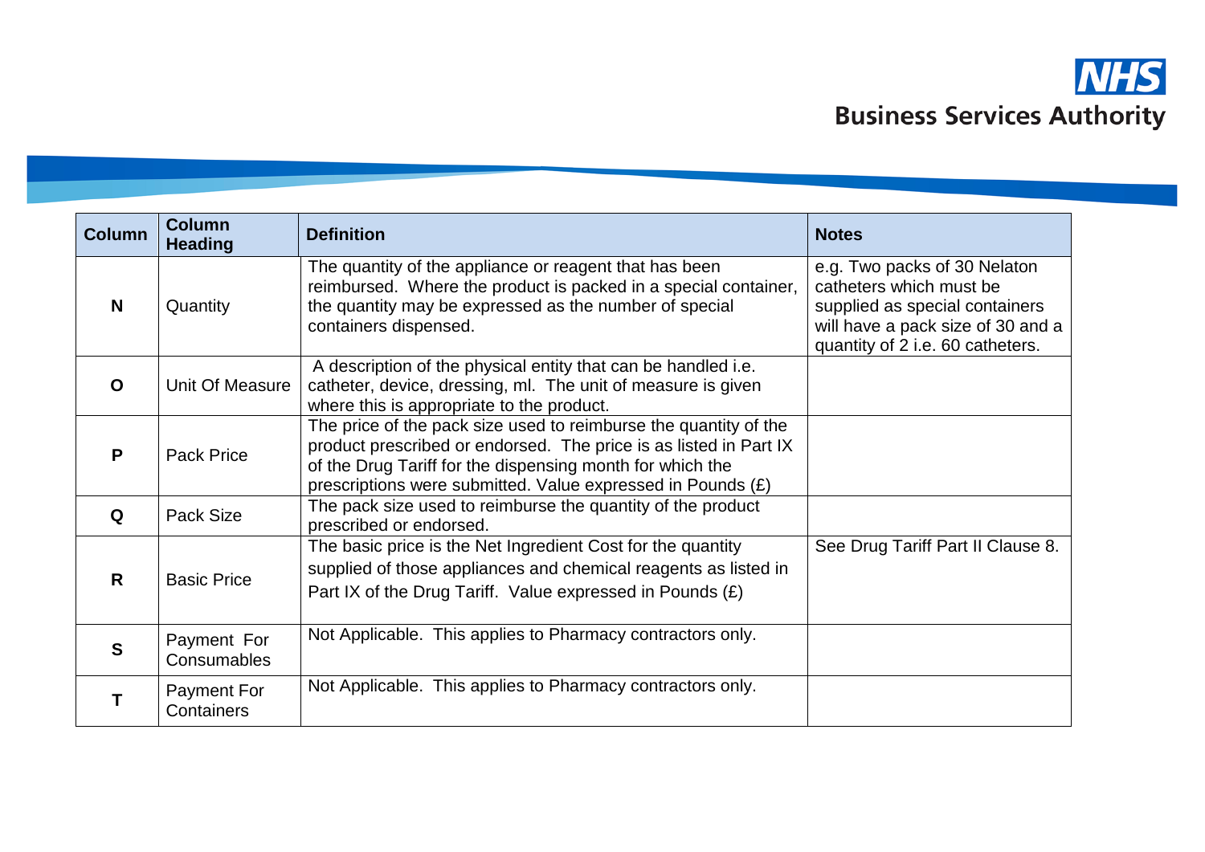| Column | Column Heading | Definition | Notes |
|---|---|---|---|
| N | Quantity | The quantity of the appliance or reagent that has been reimbursed. Where the product is packed in a special container, the quantity may be expressed as the number of special containers dispensed. | e.g. Two packs of 30 Nelaton catheters which must be supplied as special containers will have a pack size of 30 and a quantity of 2 i.e. 60 catheters. |
| O | Unit Of Measure | A description of the physical entity that can be handled i.e. catheter, device, dressing, ml. The unit of measure is given where this is appropriate to the product. | |
| P | Pack Price | The price of the pack size used to reimburse the quantity of the product prescribed or endorsed. The price is as listed in Part IX of the Drug Tariff for the dispensing month for which the prescriptions were submitted. Value expressed in Pounds (£) | |
| Q | Pack Size | The pack size used to reimburse the quantity of the product prescribed or endorsed. | |
| R | Basic Price | The basic price is the Net Ingredient Cost for the quantity supplied of those appliances and chemical reagents as listed in Part IX of the Drug Tariff. Value expressed in Pounds (£) | See Drug Tariff Part II Clause 8. |
| S | Payment For Consumables | Not Applicable. This applies to Pharmacy contractors only. | |
| T | Payment For Containers | Not Applicable. This applies to Pharmacy contractors only. | |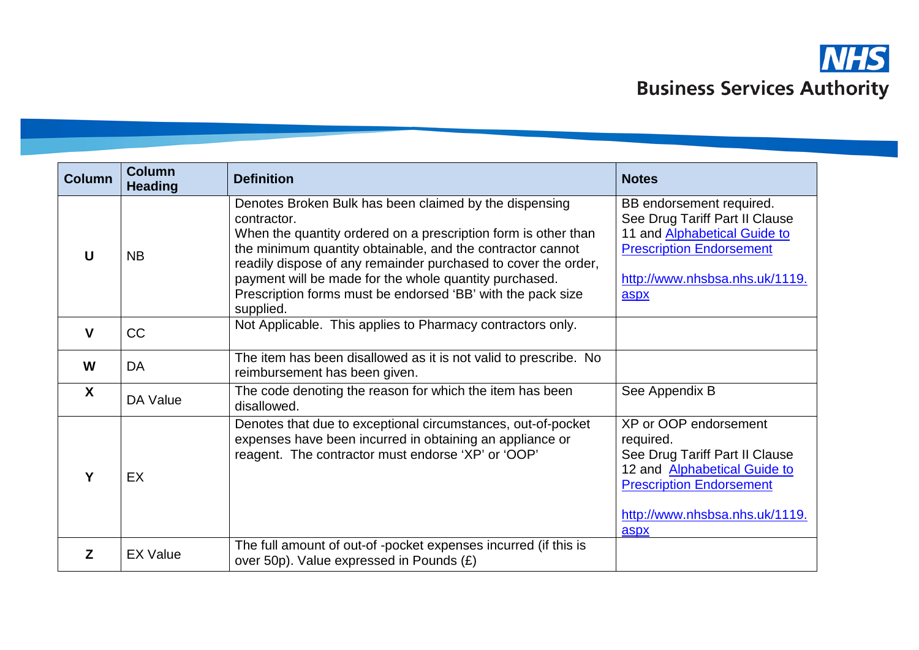| Column | Column Heading | Definition | Notes |
|---|---|---|---|
| **U** | NB | Denotes Broken Bulk has been claimed by the dispensing contractor.<br>When the quantity ordered on a prescription form is other than the minimum quantity obtainable, and the contractor cannot readily dispose of any remainder purchased to cover the order, payment will be made for the whole quantity purchased. Prescription forms must be endorsed 'BB' with the pack size supplied. | BB endorsement required.<br>See Drug Tariff Part II Clause 11 and [Alphabetical Guide to Prescription Endorsement](http://www.nhsbsa.nhs.uk/1119.aspx)<br><br>[http://www.nhsbsa.nhs.uk/1119.aspx](http://www.nhsbsa.nhs.uk/1119.aspx) |
| **V** | CC | Not Applicable. This applies to Pharmacy contractors only. | |
| **W** | DA | The item has been disallowed as it is not valid to prescribe. No reimbursement has been given. | |
| **X** | DA Value | The code denoting the reason for which the item has been disallowed. | See Appendix B |
| **Y** | EX | Denotes that due to exceptional circumstances, out-of-pocket expenses have been incurred in obtaining an appliance or reagent. The contractor must endorse 'XP' or 'OOP' | XP or OOP endorsement required.<br>See Drug Tariff Part II Clause 12 and [Alphabetical Guide to Prescription Endorsement](http://www.nhsbsa.nhs.uk/1119.aspx)<br><br>[http://www.nhsbsa.nhs.uk/1119.aspx](http://www.nhsbsa.nhs.uk/1119.aspx) |
| **Z** | EX Value | The full amount of out-of -pocket expenses incurred (if this is over 50p). Value expressed in Pounds (£) | |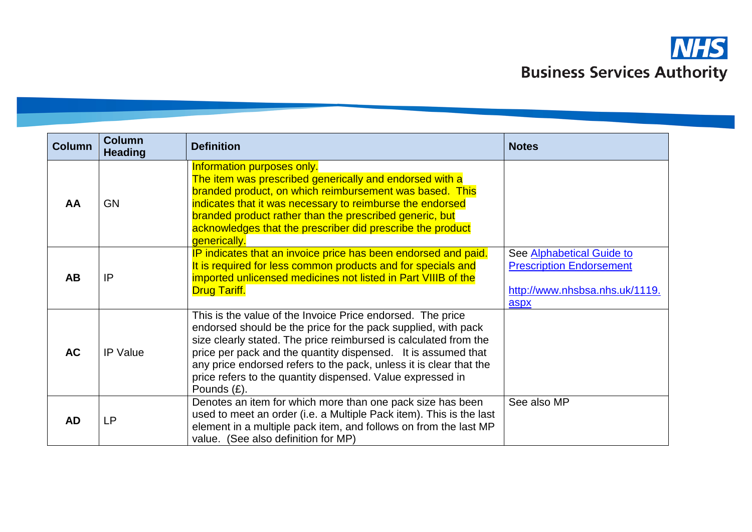| Column | Column Heading | Definition | Notes |
|---|---|---|---|
| **AA** | GN | Information purposes only. The item was prescribed generically and endorsed with a branded product, on which reimbursement was based. This indicates that it was necessary to reimburse the endorsed branded product rather than the prescribed generic, but acknowledges that the prescriber did prescribe the product generically. | |
| **AB** | IP | IP indicates that an invoice price has been endorsed and paid. It is required for less common products and for specials and imported unlicensed medicines not listed in Part VIIIB of the Drug Tariff. | See [Alphabetical Guide to Prescription Endorsement](http://www.nhsbsa.nhs.uk/1119.aspx) <br><br> [http://www.nhsbsa.nhs.uk/1119.aspx](http://www.nhsbsa.nhs.uk/1119.aspx) |
| **AC** | IP Value | This is the value of the Invoice Price endorsed. The price endorsed should be the price for the pack supplied, with pack size clearly stated. The price reimbursed is calculated from the price per pack and the quantity dispensed. It is assumed that any price endorsed refers to the pack, unless it is clear that the price refers to the quantity dispensed. Value expressed in Pounds (£). | |
| **AD** | LP | Denotes an item for which more than one pack size has been used to meet an order (i.e. a Multiple Pack item). This is the last element in a multiple pack item, and follows on from the last MP value. (See also definition for MP) | See also MP |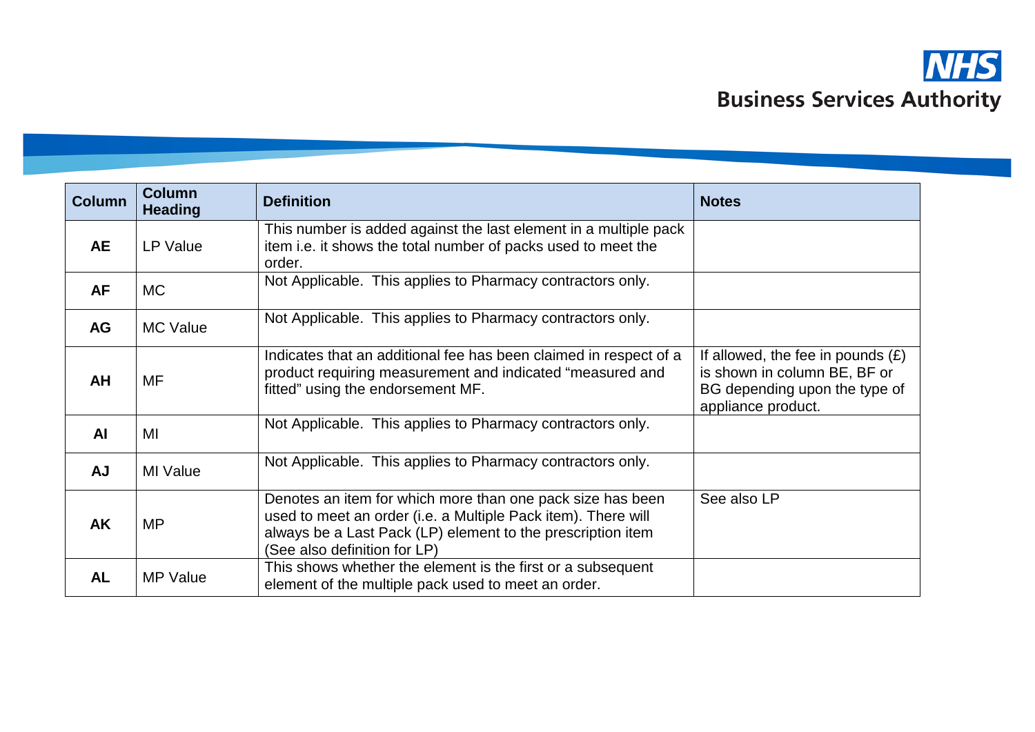| Column | Column Heading | Definition | Notes |
|---|---|---|---|
| **AE** | LP Value | This number is added against the last element in a multiple pack item i.e. it shows the total number of packs used to meet the order. | |
| **AF** | MC | Not Applicable. This applies to Pharmacy contractors only. | |
| **AG** | MC Value | Not Applicable. This applies to Pharmacy contractors only. | |
| **AH** | MF | Indicates that an additional fee has been claimed in respect of a product requiring measurement and indicated "measured and fitted" using the endorsement MF. | If allowed, the fee in pounds (£) is shown in column BE, BF or BG depending upon the type of appliance product. |
| **AI** | MI | Not Applicable. This applies to Pharmacy contractors only. | |
| **AJ** | MI Value | Not Applicable. This applies to Pharmacy contractors only. | |
| **AK** | MP | Denotes an item for which more than one pack size has been used to meet an order (i.e. a Multiple Pack item). There will always be a Last Pack (LP) element to the prescription item (See also definition for LP) | See also LP |
| **AL** | MP Value | This shows whether the element is the first or a subsequent element of the multiple pack used to meet an order. | |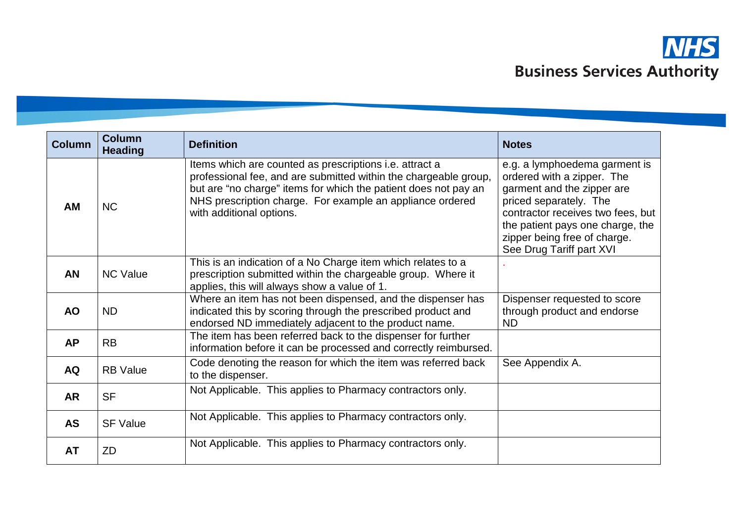| Column | Column Heading | Definition | Notes |
|---|---|---|---|
| **AM** | NC | Items which are counted as prescriptions i.e. attract a professional fee, and are submitted within the chargeable group, but are "no charge" items for which the patient does not pay an NHS prescription charge. For example an appliance ordered with additional options. | e.g. a lymphoedema garment is ordered with a zipper. The garment and the zipper are priced separately. The contractor receives two fees, but the patient pays one charge, the zipper being free of charge. See Drug Tariff part XVI |
| **AN** | NC Value | This is an indication of a No Charge item which relates to a prescription submitted within the chargeable group. Where it applies, this will always show a value of 1. | . |
| **AO** | ND | Where an item has not been dispensed, and the dispenser has indicated this by scoring through the prescribed product and endorsed ND immediately adjacent to the product name. | Dispenser requested to score through product and endorse ND |
| **AP** | RB | The item has been referred back to the dispenser for further information before it can be processed and correctly reimbursed. | |
| **AQ** | RB Value | Code denoting the reason for which the item was referred back to the dispenser. | See Appendix A. |
| **AR** | SF | Not Applicable. This applies to Pharmacy contractors only. | |
| **AS** | SF Value | Not Applicable. This applies to Pharmacy contractors only. | |
| **AT** | ZD | Not Applicable. This applies to Pharmacy contractors only. | |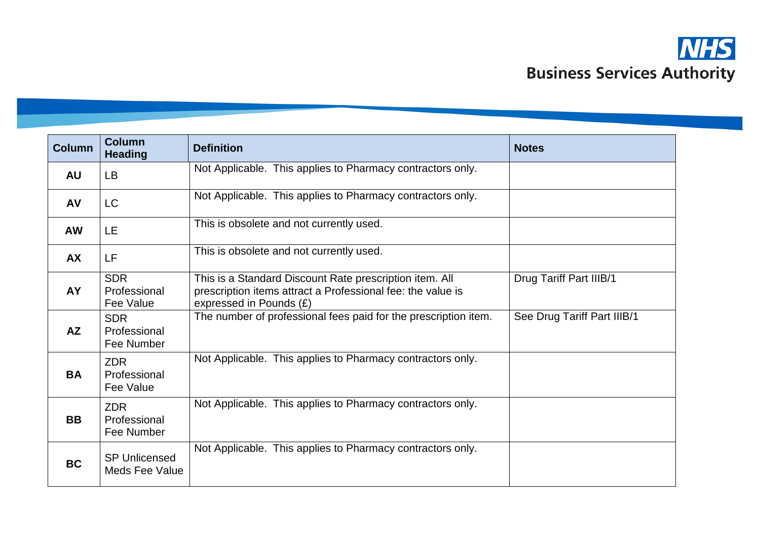| Column | Column Heading | Definition | Notes |
|---|---|---|---|
| **AU** | LB | Not Applicable.  This applies to Pharmacy contractors only. | |
| **AV** | LC | Not Applicable.  This applies to Pharmacy contractors only. | |
| **AW** | LE | This is obsolete and not currently used. | |
| **AX** | LF | This is obsolete and not currently used. | |
| **AY** | SDR Professional Fee Value | This is a Standard Discount Rate prescription item. All prescription items attract a Professional fee: the value is expressed in Pounds (£) | Drug Tariff Part IIIB/1 |
| **AZ** | SDR Professional Fee Number | The number of professional fees paid for the prescription item. | See Drug Tariff Part IIIB/1 |
| **BA** | ZDR Professional Fee Value | Not Applicable.  This applies to Pharmacy contractors only. | |
| **BB** | ZDR Professional Fee Number | Not Applicable.  This applies to Pharmacy contractors only. | |
| **BC** | SP Unlicensed Meds Fee Value | Not Applicable.  This applies to Pharmacy contractors only. | |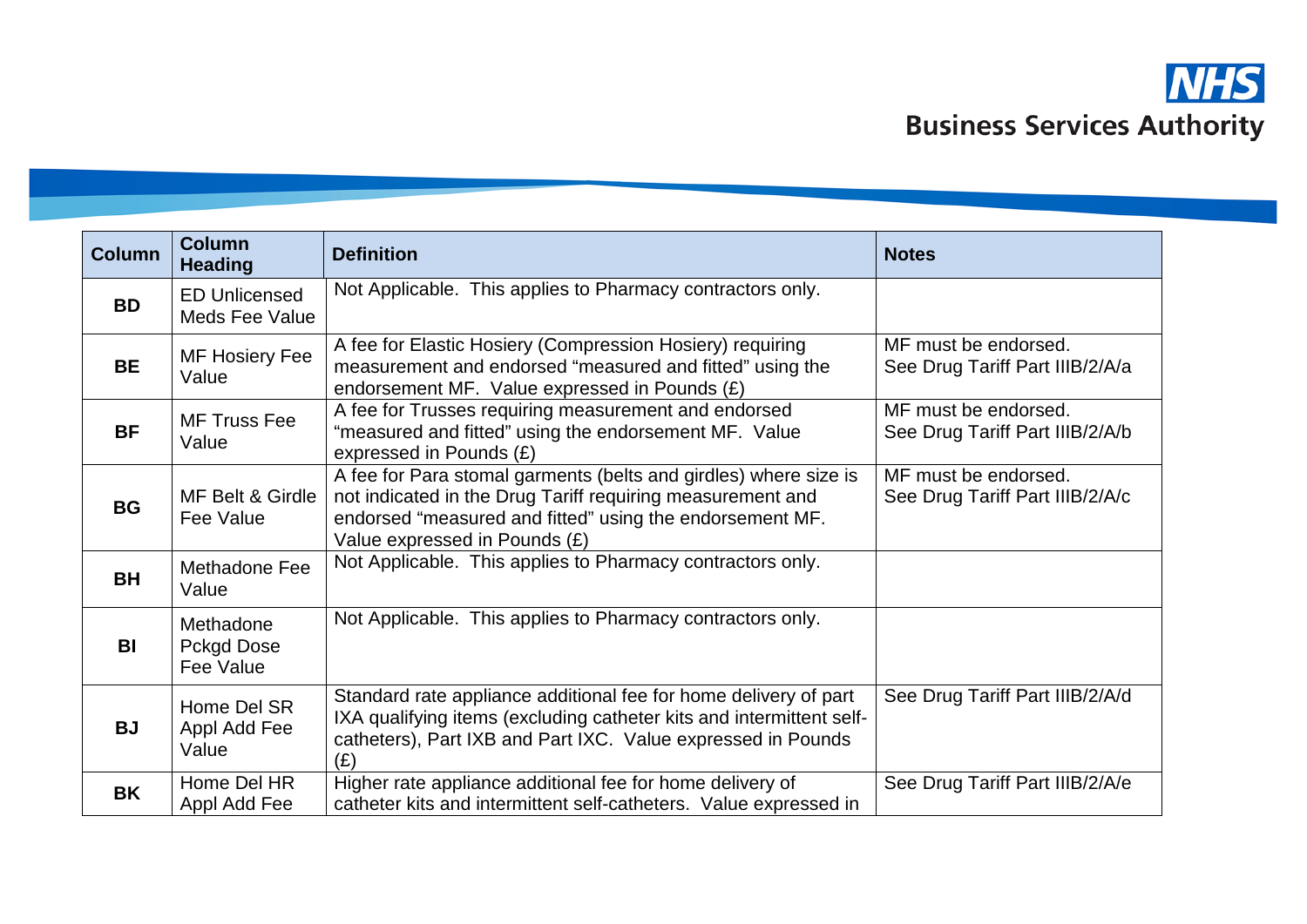| Column | Column Heading | Definition | Notes |
|---|---|---|---|
| **BD** | ED Unlicensed Meds Fee Value | Not Applicable. This applies to Pharmacy contractors only. | |
| **BE** | MF Hosiery Fee Value | A fee for Elastic Hosiery (Compression Hosiery) requiring measurement and endorsed "measured and fitted" using the endorsement MF. Value expressed in Pounds (£) | MF must be endorsed. See Drug Tariff Part IIIB/2/A/a |
| **BF** | MF Truss Fee Value | A fee for Trusses requiring measurement and endorsed "measured and fitted" using the endorsement MF. Value expressed in Pounds (£) | MF must be endorsed. See Drug Tariff Part IIIB/2/A/b |
| **BG** | MF Belt & Girdle Fee Value | A fee for Para stomal garments (belts and girdles) where size is not indicated in the Drug Tariff requiring measurement and endorsed "measured and fitted" using the endorsement MF. Value expressed in Pounds (£) | MF must be endorsed. See Drug Tariff Part IIIB/2/A/c |
| **BH** | Methadone Fee Value | Not Applicable. This applies to Pharmacy contractors only. | |
| **BI** | Methadone Pckgd Dose Fee Value | Not Applicable. This applies to Pharmacy contractors only. | |
| **BJ** | Home Del SR Appl Add Fee Value | Standard rate appliance additional fee for home delivery of part IXA qualifying items (excluding catheter kits and intermittent self-catheters), Part IXB and Part IXC. Value expressed in Pounds (£) | See Drug Tariff Part IIIB/2/A/d |
| **BK** | Home Del HR Appl Add Fee | Higher rate appliance additional fee for home delivery of catheter kits and intermittent self-catheters. Value expressed in | See Drug Tariff Part IIIB/2/A/e |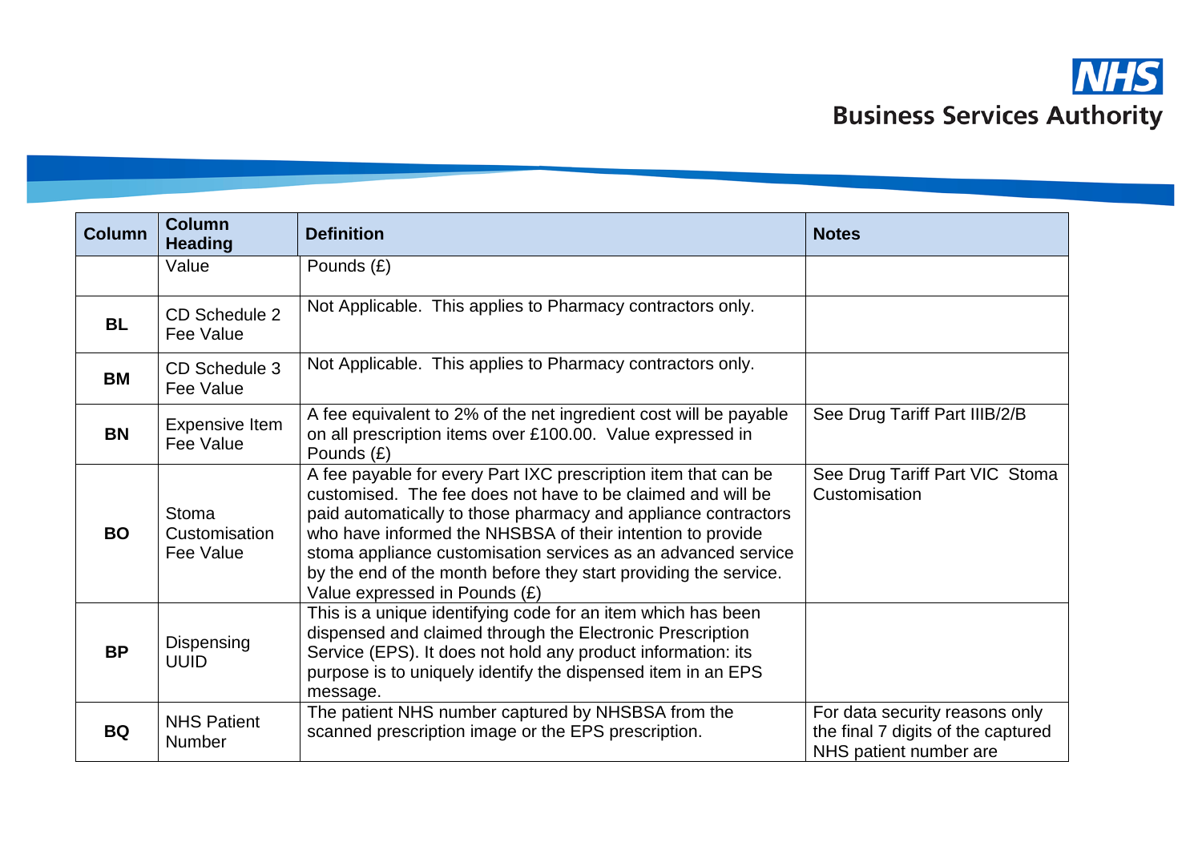| Column | Column Heading | Definition | Notes |
|---|---|---|---|
| | Value | Pounds (£) | |
| BL | CD Schedule 2 Fee Value | Not Applicable. This applies to Pharmacy contractors only. | |
| BM | CD Schedule 3 Fee Value | Not Applicable. This applies to Pharmacy contractors only. | |
| BN | Expensive Item Fee Value | A fee equivalent to 2% of the net ingredient cost will be payable on all prescription items over £100.00. Value expressed in Pounds (£) | See Drug Tariff Part IIIB/2/B |
| BO | Stoma Customisation Fee Value | A fee payable for every Part IXC prescription item that can be customised. The fee does not have to be claimed and will be paid automatically to those pharmacy and appliance contractors who have informed the NHSBSA of their intention to provide stoma appliance customisation services as an advanced service by the end of the month before they start providing the service. Value expressed in Pounds (£) | See Drug Tariff Part VIC Stoma Customisation |
| BP | Dispensing UUID | This is a unique identifying code for an item which has been dispensed and claimed through the Electronic Prescription Service (EPS). It does not hold any product information: its purpose is to uniquely identify the dispensed item in an EPS message. | |
| BQ | NHS Patient Number | The patient NHS number captured by NHSBSA from the scanned prescription image or the EPS prescription. | For data security reasons only the final 7 digits of the captured NHS patient number are |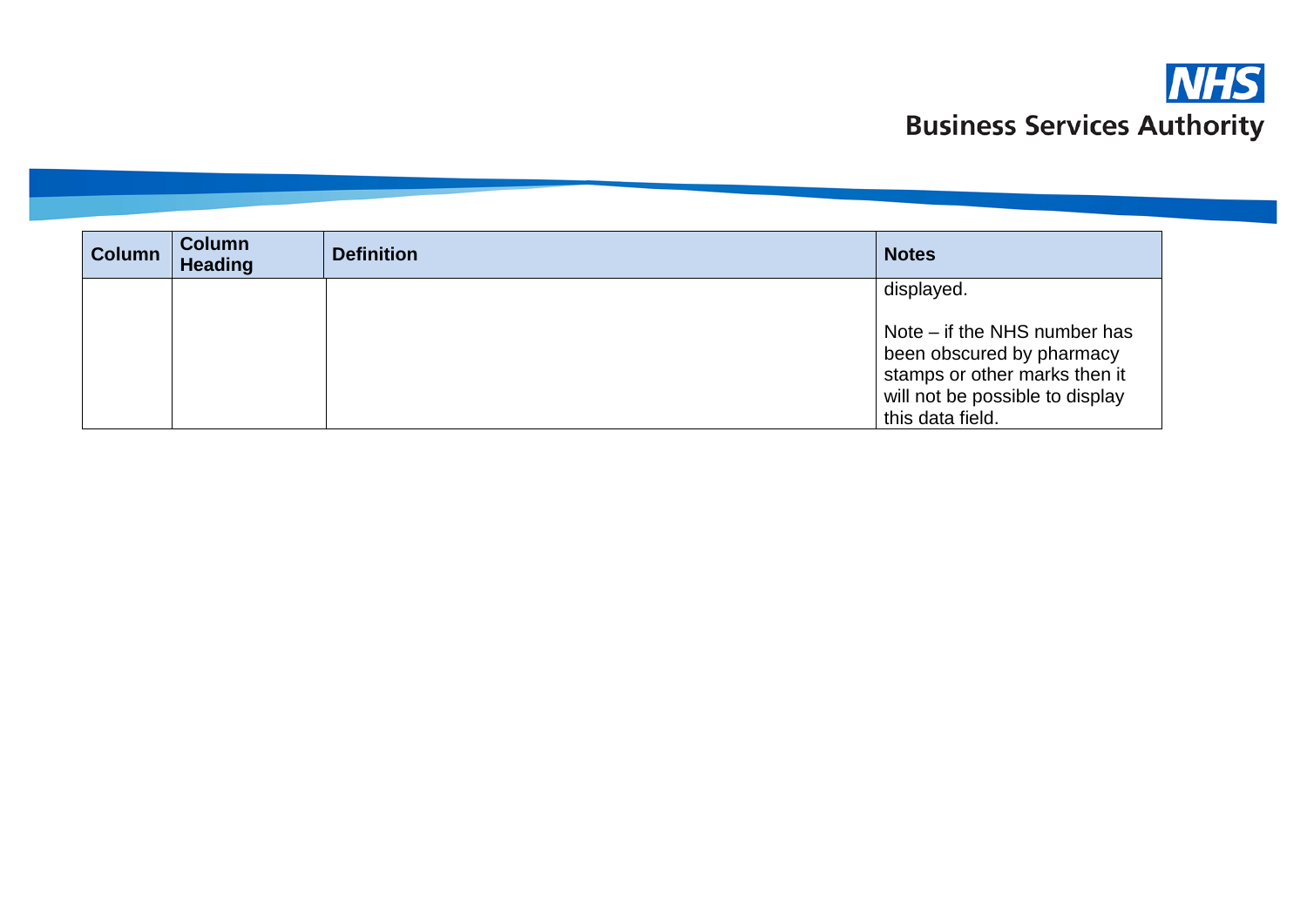| Column | Column Heading | Definition | Notes |
|---|---|---|---|
| | | | displayed.<br><br>Note – if the NHS number has been obscured by pharmacy stamps or other marks then it will not be possible to display this data field. |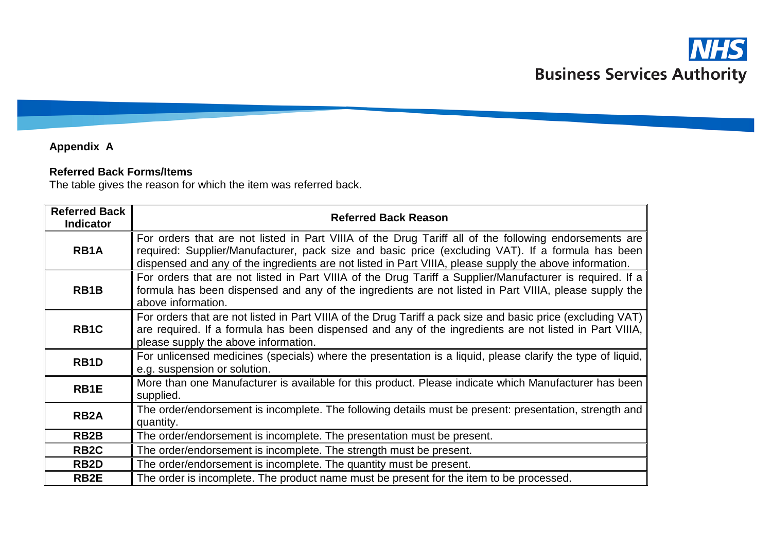**Appendix A**

**Referred Back Forms/Items**

The table gives the reason for which the item was referred back.

| Referred Back Indicator | Referred Back Reason |
|---|---|
| **RB1A** | For orders that are not listed in Part VIIIA of the Drug Tariff all of the following endorsements are required: Supplier/Manufacturer, pack size and basic price (excluding VAT). If a formula has been dispensed and any of the ingredients are not listed in Part VIIIA, please supply the above information. |
| **RB1B** | For orders that are not listed in Part VIIIA of the Drug Tariff a Supplier/Manufacturer is required. If a formula has been dispensed and any of the ingredients are not listed in Part VIIIA, please supply the above information. |
| **RB1C** | For orders that are not listed in Part VIIIA of the Drug Tariff a pack size and basic price (excluding VAT) are required. If a formula has been dispensed and any of the ingredients are not listed in Part VIIIA, please supply the above information. |
| **RB1D** | For unlicensed medicines (specials) where the presentation is a liquid, please clarify the type of liquid, e.g. suspension or solution. |
| **RB1E** | More than one Manufacturer is available for this product. Please indicate which Manufacturer has been supplied. |
| **RB2A** | The order/endorsement is incomplete. The following details must be present: presentation, strength and quantity. |
| **RB2B** | The order/endorsement is incomplete. The presentation must be present. |
| **RB2C** | The order/endorsement is incomplete. The strength must be present. |
| **RB2D** | The order/endorsement is incomplete. The quantity must be present. |
| **RB2E** | The order is incomplete. The product name must be present for the item to be processed. |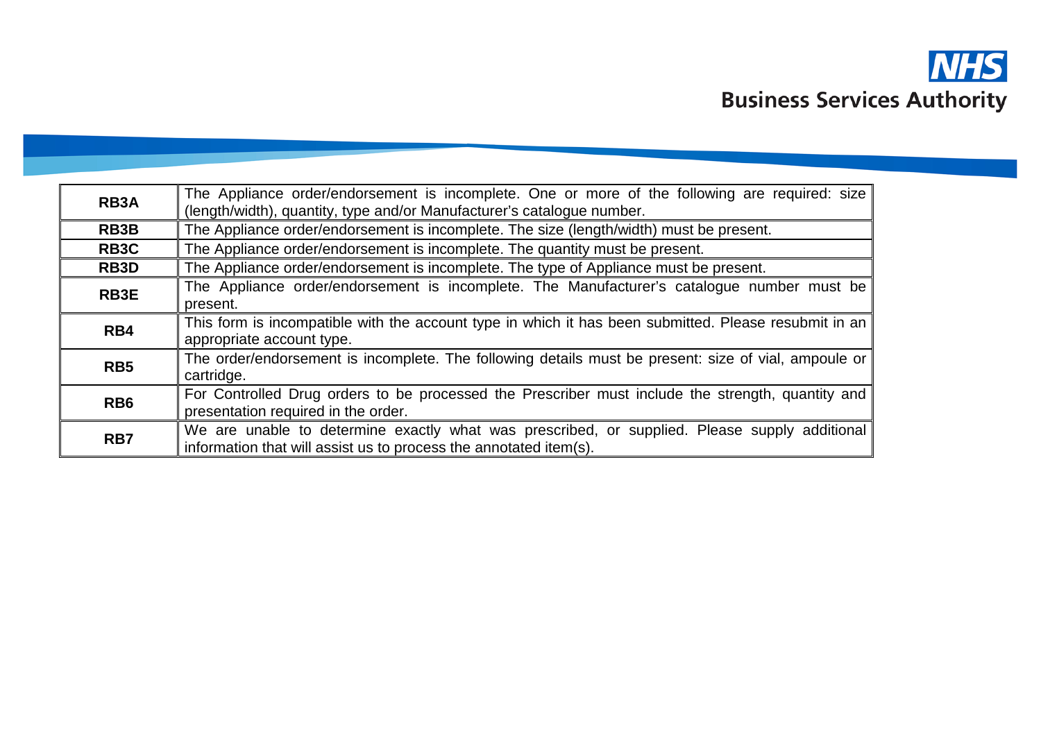| | |
|---|---|
| **RB3A** | The Appliance order/endorsement is incomplete. One or more of the following are required: size (length/width), quantity, type and/or Manufacturer's catalogue number. |
| **RB3B** | The Appliance order/endorsement is incomplete. The size (length/width) must be present. |
| **RB3C** | The Appliance order/endorsement is incomplete. The quantity must be present. |
| **RB3D** | The Appliance order/endorsement is incomplete. The type of Appliance must be present. |
| **RB3E** | The Appliance order/endorsement is incomplete. The Manufacturer's catalogue number must be present. |
| **RB4** | This form is incompatible with the account type in which it has been submitted. Please resubmit in an appropriate account type. |
| **RB5** | The order/endorsement is incomplete. The following details must be present: size of vial, ampoule or cartridge. |
| **RB6** | For Controlled Drug orders to be processed the Prescriber must include the strength, quantity and presentation required in the order. |
| **RB7** | We are unable to determine exactly what was prescribed, or supplied. Please supply additional information that will assist us to process the annotated item(s). |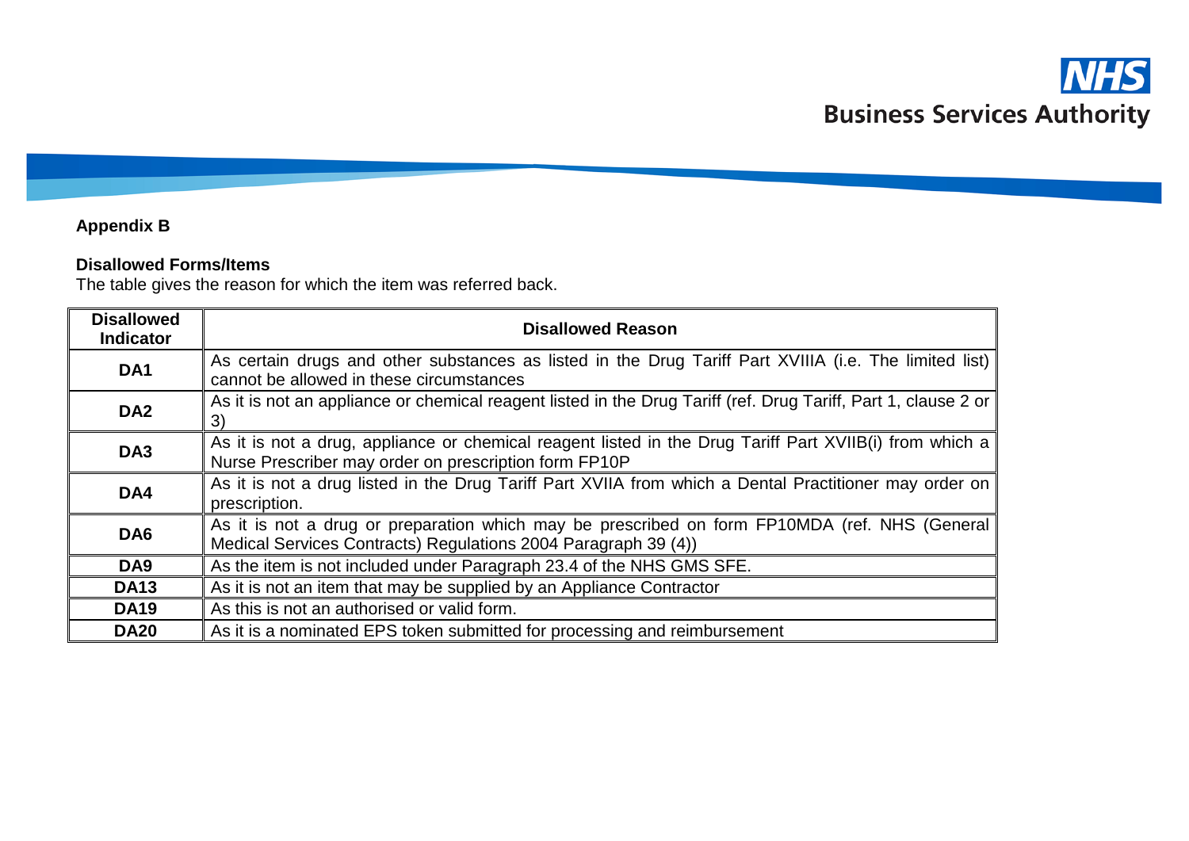## Appendix B

### Disallowed Forms/Items

The table gives the reason for which the item was referred back.

| Disallowed Indicator | Disallowed Reason |
|---|---|
| DA1 | As certain drugs and other substances as listed in the Drug Tariff Part XVIIIA (i.e. The limited list) cannot be allowed in these circumstances |
| DA2 | As it is not an appliance or chemical reagent listed in the Drug Tariff (ref. Drug Tariff, Part 1, clause 2 or 3) |
| DA3 | As it is not a drug, appliance or chemical reagent listed in the Drug Tariff Part XVIIB(i) from which a Nurse Prescriber may order on prescription form FP10P |
| DA4 | As it is not a drug listed in the Drug Tariff Part XVIIA from which a Dental Practitioner may order on prescription. |
| DA6 | As it is not a drug or preparation which may be prescribed on form FP10MDA (ref. NHS (General Medical Services Contracts) Regulations 2004 Paragraph 39 (4)) |
| DA9 | As the item is not included under Paragraph 23.4 of the NHS GMS SFE. |
| DA13 | As it is not an item that may be supplied by an Appliance Contractor |
| DA19 | As this is not an authorised or valid form. |
| DA20 | As it is a nominated EPS token submitted for processing and reimbursement |